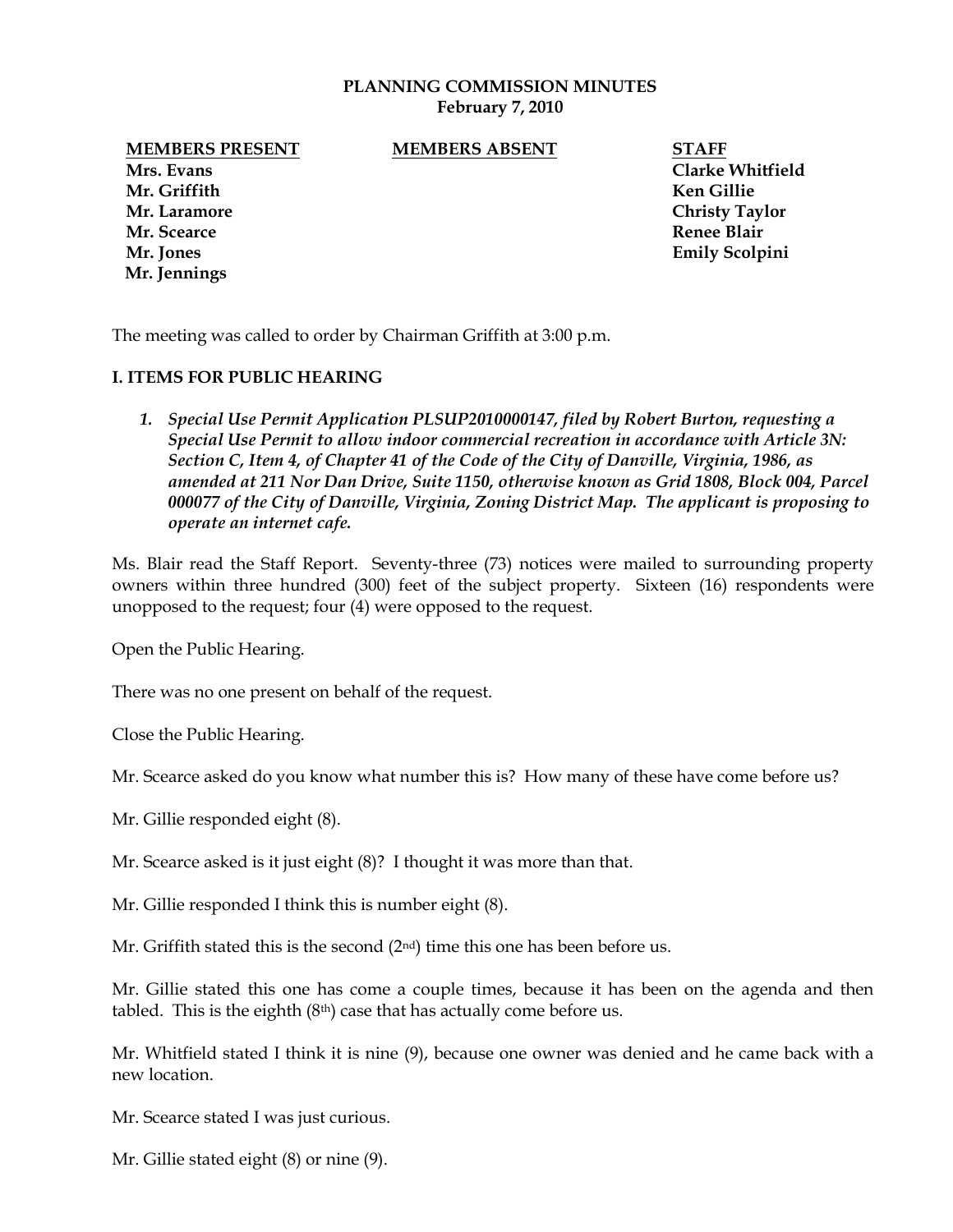**PLANNING COMMISSION MINUTES**
**February 7, 2010**

| MEMBERS PRESENT | MEMBERS ABSENT | STAFF |
|---|---|---|
| Mrs. Evans | | Clarke Whitfield |
| Mr. Griffith | | Ken Gillie |
| Mr. Laramore | | Christy Taylor |
| Mr. Scearce | | Renee Blair |
| Mr. Jones | | Emily Scolpini |
| Mr. Jennings | | |

The meeting was called to order by Chairman Griffith at 3:00 p.m.

## I. ITEMS FOR PUBLIC HEARING

1. ***Special Use Permit Application PLSUP2010000147, filed by Robert Burton, requesting a Special Use Permit to allow indoor commercial recreation in accordance with Article 3N: Section C, Item 4, of Chapter 41 of the Code of the City of Danville, Virginia, 1986, as amended at 211 Nor Dan Drive, Suite 1150, otherwise known as Grid 1808, Block 004, Parcel 000077 of the City of Danville, Virginia, Zoning District Map. The applicant is proposing to operate an internet cafe.***

Ms. Blair read the Staff Report. Seventy-three (73) notices were mailed to surrounding property owners within three hundred (300) feet of the subject property. Sixteen (16) respondents were unopposed to the request; four (4) were opposed to the request.

Open the Public Hearing.

There was no one present on behalf of the request.

Close the Public Hearing.

Mr. Scearce asked do you know what number this is? How many of these have come before us?

Mr. Gillie responded eight (8).

Mr. Scearce asked is it just eight (8)? I thought it was more than that.

Mr. Gillie responded I think this is number eight (8).

Mr. Griffith stated this is the second (2nd) time this one has been before us.

Mr. Gillie stated this one has come a couple times, because it has been on the agenda and then tabled. This is the eighth (8th) case that has actually come before us.

Mr. Whitfield stated I think it is nine (9), because one owner was denied and he came back with a new location.

Mr. Scearce stated I was just curious.

Mr. Gillie stated eight (8) or nine (9).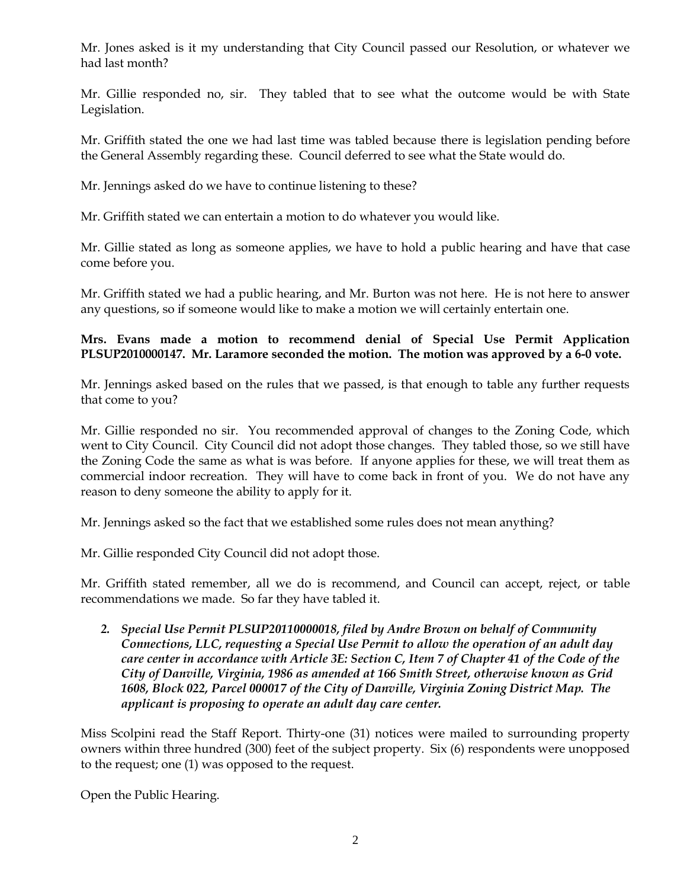Mr. Jones asked is it my understanding that City Council passed our Resolution, or whatever we had last month?

Mr. Gillie responded no, sir. They tabled that to see what the outcome would be with State Legislation.

Mr. Griffith stated the one we had last time was tabled because there is legislation pending before the General Assembly regarding these. Council deferred to see what the State would do.

Mr. Jennings asked do we have to continue listening to these?

Mr. Griffith stated we can entertain a motion to do whatever you would like.

Mr. Gillie stated as long as someone applies, we have to hold a public hearing and have that case come before you.

Mr. Griffith stated we had a public hearing, and Mr. Burton was not here. He is not here to answer any questions, so if someone would like to make a motion we will certainly entertain one.

**Mrs. Evans made a motion to recommend denial of Special Use Permit Application PLSUP2010000147. Mr. Laramore seconded the motion. The motion was approved by a 6-0 vote.**

Mr. Jennings asked based on the rules that we passed, is that enough to table any further requests that come to you?

Mr. Gillie responded no sir. You recommended approval of changes to the Zoning Code, which went to City Council. City Council did not adopt those changes. They tabled those, so we still have the Zoning Code the same as what is was before. If anyone applies for these, we will treat them as commercial indoor recreation. They will have to come back in front of you. We do not have any reason to deny someone the ability to apply for it.

Mr. Jennings asked so the fact that we established some rules does not mean anything?

Mr. Gillie responded City Council did not adopt those.

Mr. Griffith stated remember, all we do is recommend, and Council can accept, reject, or table recommendations we made. So far they have tabled it.

2. ***Special Use Permit PLSUP20110000018, filed by Andre Brown on behalf of Community Connections, LLC, requesting a Special Use Permit to allow the operation of an adult day care center in accordance with Article 3E: Section C, Item 7 of Chapter 41 of the Code of the City of Danville, Virginia, 1986 as amended at 166 Smith Street, otherwise known as Grid 1608, Block 022, Parcel 000017 of the City of Danville, Virginia Zoning District Map. The applicant is proposing to operate an adult day care center.***

Miss Scolpini read the Staff Report. Thirty-one (31) notices were mailed to surrounding property owners within three hundred (300) feet of the subject property. Six (6) respondents were unopposed to the request; one (1) was opposed to the request.

Open the Public Hearing.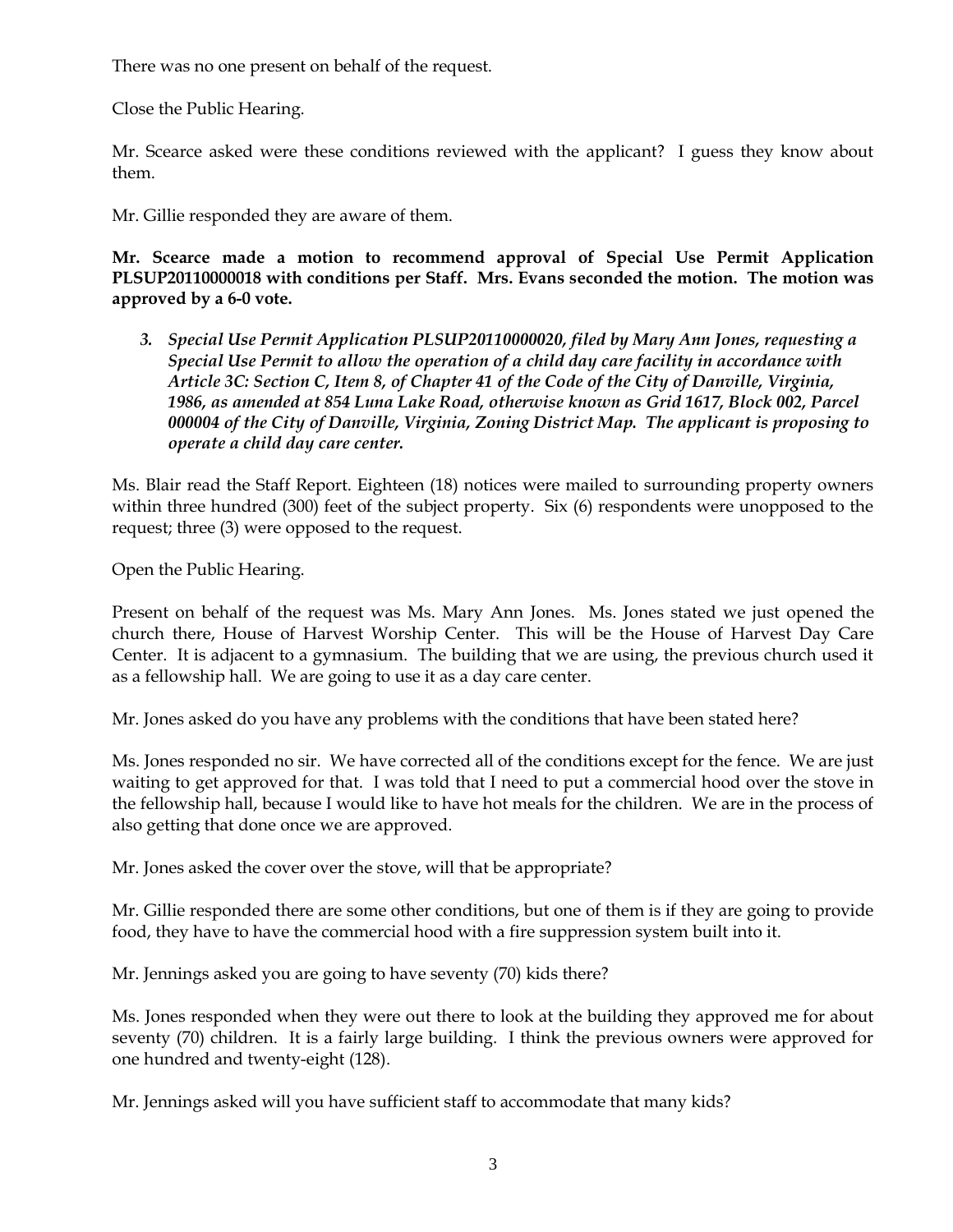There was no one present on behalf of the request.

Close the Public Hearing.

Mr. Scearce asked were these conditions reviewed with the applicant? I guess they know about them.

Mr. Gillie responded they are aware of them.

**Mr. Scearce made a motion to recommend approval of Special Use Permit Application PLSUP20110000018 with conditions per Staff. Mrs. Evans seconded the motion. The motion was approved by a 6-0 vote.**

3. ***Special Use Permit Application PLSUP20110000020, filed by Mary Ann Jones, requesting a Special Use Permit to allow the operation of a child day care facility in accordance with Article 3C: Section C, Item 8, of Chapter 41 of the Code of the City of Danville, Virginia, 1986, as amended at 854 Luna Lake Road, otherwise known as Grid 1617, Block 002, Parcel 000004 of the City of Danville, Virginia, Zoning District Map. The applicant is proposing to operate a child day care center.***

Ms. Blair read the Staff Report. Eighteen (18) notices were mailed to surrounding property owners within three hundred (300) feet of the subject property. Six (6) respondents were unopposed to the request; three (3) were opposed to the request.

Open the Public Hearing.

Present on behalf of the request was Ms. Mary Ann Jones. Ms. Jones stated we just opened the church there, House of Harvest Worship Center. This will be the House of Harvest Day Care Center. It is adjacent to a gymnasium. The building that we are using, the previous church used it as a fellowship hall. We are going to use it as a day care center.

Mr. Jones asked do you have any problems with the conditions that have been stated here?

Ms. Jones responded no sir. We have corrected all of the conditions except for the fence. We are just waiting to get approved for that. I was told that I need to put a commercial hood over the stove in the fellowship hall, because I would like to have hot meals for the children. We are in the process of also getting that done once we are approved.

Mr. Jones asked the cover over the stove, will that be appropriate?

Mr. Gillie responded there are some other conditions, but one of them is if they are going to provide food, they have to have the commercial hood with a fire suppression system built into it.

Mr. Jennings asked you are going to have seventy (70) kids there?

Ms. Jones responded when they were out there to look at the building they approved me for about seventy (70) children. It is a fairly large building. I think the previous owners were approved for one hundred and twenty-eight (128).

Mr. Jennings asked will you have sufficient staff to accommodate that many kids?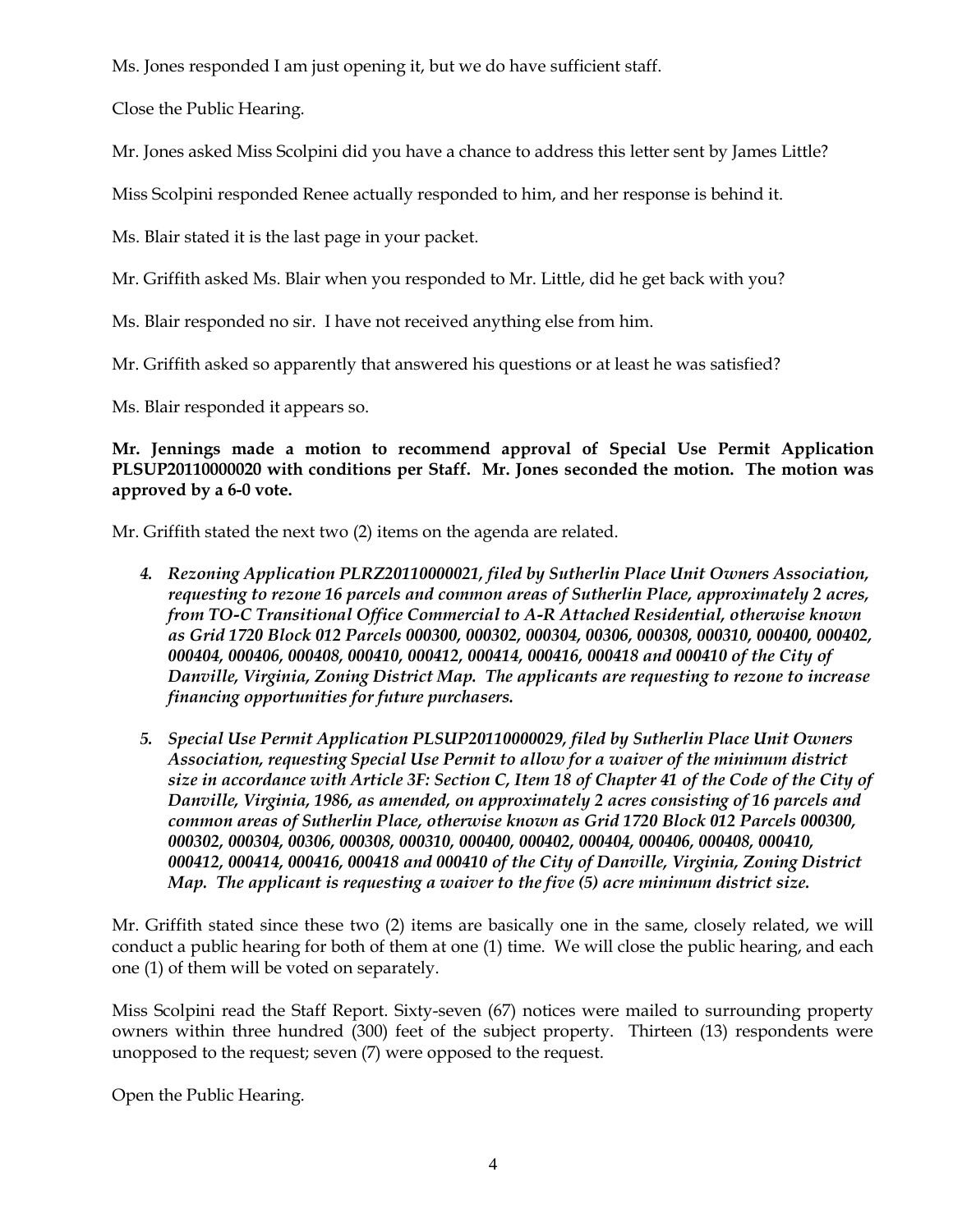Ms. Jones responded I am just opening it, but we do have sufficient staff.

Close the Public Hearing.

Mr. Jones asked Miss Scolpini did you have a chance to address this letter sent by James Little?

Miss Scolpini responded Renee actually responded to him, and her response is behind it.

Ms. Blair stated it is the last page in your packet.

Mr. Griffith asked Ms. Blair when you responded to Mr. Little, did he get back with you?

Ms. Blair responded no sir. I have not received anything else from him.

Mr. Griffith asked so apparently that answered his questions or at least he was satisfied?

Ms. Blair responded it appears so.

**Mr. Jennings made a motion to recommend approval of Special Use Permit Application PLSUP20110000020 with conditions per Staff. Mr. Jones seconded the motion. The motion was approved by a 6-0 vote.**

Mr. Griffith stated the next two (2) items on the agenda are related.

4. ***Rezoning Application PLRZ20110000021, filed by Sutherlin Place Unit Owners Association, requesting to rezone 16 parcels and common areas of Sutherlin Place, approximately 2 acres, from TO-C Transitional Office Commercial to A-R Attached Residential, otherwise known as Grid 1720 Block 012 Parcels 000300, 000302, 000304, 00306, 000308, 000310, 000400, 000402, 000404, 000406, 000408, 000410, 000412, 000414, 000416, 000418 and 000410 of the City of Danville, Virginia, Zoning District Map. The applicants are requesting to rezone to increase financing opportunities for future purchasers.***

5. ***Special Use Permit Application PLSUP20110000029, filed by Sutherlin Place Unit Owners Association, requesting Special Use Permit to allow for a waiver of the minimum district size in accordance with Article 3F: Section C, Item 18 of Chapter 41 of the Code of the City of Danville, Virginia, 1986, as amended, on approximately 2 acres consisting of 16 parcels and common areas of Sutherlin Place, otherwise known as Grid 1720 Block 012 Parcels 000300, 000302, 000304, 00306, 000308, 000310, 000400, 000402, 000404, 000406, 000408, 000410, 000412, 000414, 000416, 000418 and 000410 of the City of Danville, Virginia, Zoning District Map. The applicant is requesting a waiver to the five (5) acre minimum district size.***

Mr. Griffith stated since these two (2) items are basically one in the same, closely related, we will conduct a public hearing for both of them at one (1) time. We will close the public hearing, and each one (1) of them will be voted on separately.

Miss Scolpini read the Staff Report. Sixty-seven (67) notices were mailed to surrounding property owners within three hundred (300) feet of the subject property. Thirteen (13) respondents were unopposed to the request; seven (7) were opposed to the request.

Open the Public Hearing.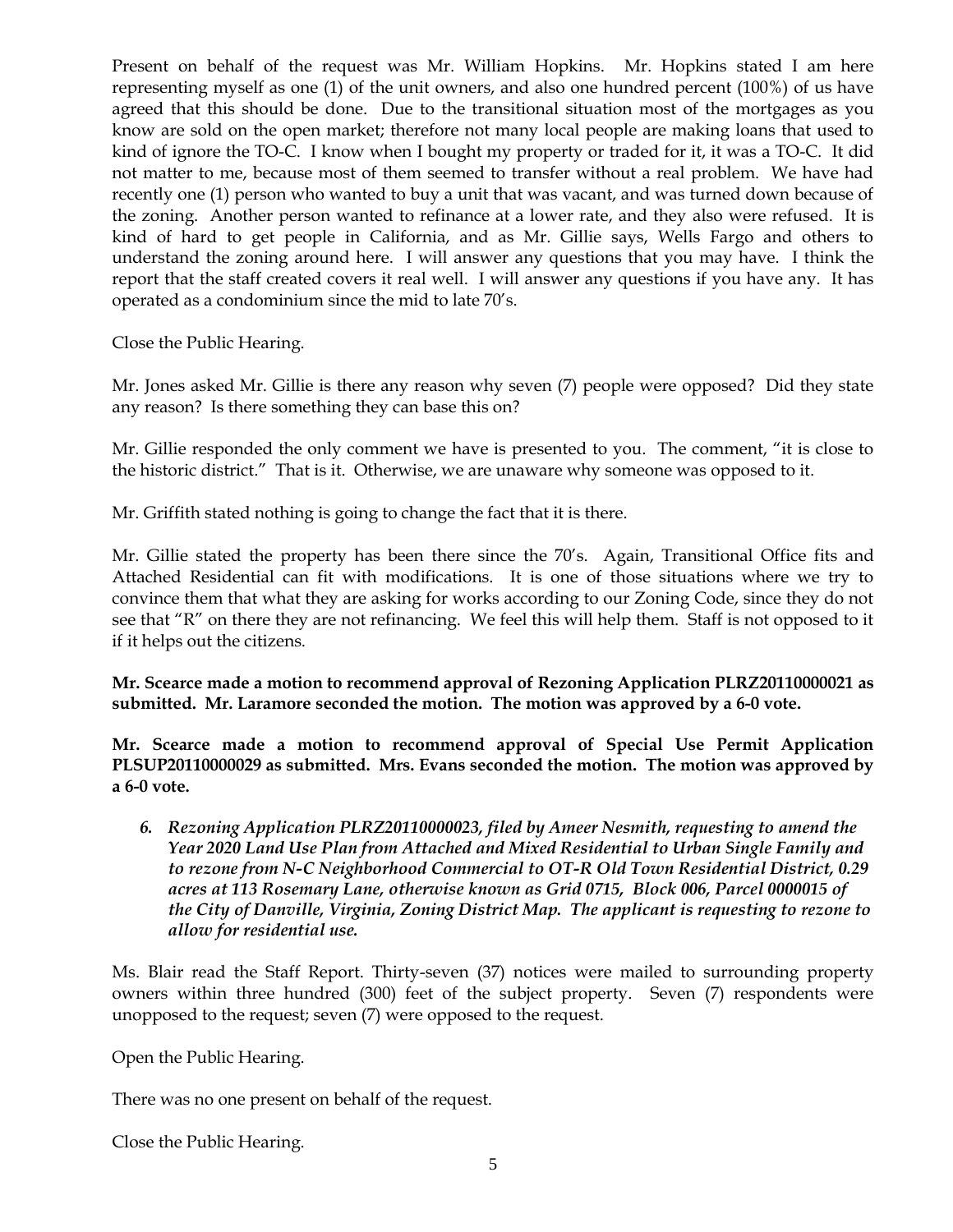Present on behalf of the request was Mr. William Hopkins. Mr. Hopkins stated I am here representing myself as one (1) of the unit owners, and also one hundred percent (100%) of us have agreed that this should be done. Due to the transitional situation most of the mortgages as you know are sold on the open market; therefore not many local people are making loans that used to kind of ignore the TO-C. I know when I bought my property or traded for it, it was a TO-C. It did not matter to me, because most of them seemed to transfer without a real problem. We have had recently one (1) person who wanted to buy a unit that was vacant, and was turned down because of the zoning. Another person wanted to refinance at a lower rate, and they also were refused. It is kind of hard to get people in California, and as Mr. Gillie says, Wells Fargo and others to understand the zoning around here. I will answer any questions that you may have. I think the report that the staff created covers it real well. I will answer any questions if you have any. It has operated as a condominium since the mid to late 70's.

Close the Public Hearing.

Mr. Jones asked Mr. Gillie is there any reason why seven (7) people were opposed? Did they state any reason? Is there something they can base this on?

Mr. Gillie responded the only comment we have is presented to you. The comment, "it is close to the historic district." That is it. Otherwise, we are unaware why someone was opposed to it.

Mr. Griffith stated nothing is going to change the fact that it is there.

Mr. Gillie stated the property has been there since the 70's. Again, Transitional Office fits and Attached Residential can fit with modifications. It is one of those situations where we try to convince them that what they are asking for works according to our Zoning Code, since they do not see that "R" on there they are not refinancing. We feel this will help them. Staff is not opposed to it if it helps out the citizens.

**Mr. Scearce made a motion to recommend approval of Rezoning Application PLRZ20110000021 as submitted. Mr. Laramore seconded the motion. The motion was approved by a 6-0 vote.**

**Mr. Scearce made a motion to recommend approval of Special Use Permit Application PLSUP20110000029 as submitted. Mrs. Evans seconded the motion. The motion was approved by a 6-0 vote.**

6. ***Rezoning Application PLRZ20110000023, filed by Ameer Nesmith, requesting to amend the Year 2020 Land Use Plan from Attached and Mixed Residential to Urban Single Family and to rezone from N-C Neighborhood Commercial to OT-R Old Town Residential District, 0.29 acres at 113 Rosemary Lane, otherwise known as Grid 0715, Block 006, Parcel 0000015 of the City of Danville, Virginia, Zoning District Map. The applicant is requesting to rezone to allow for residential use.***

Ms. Blair read the Staff Report. Thirty-seven (37) notices were mailed to surrounding property owners within three hundred (300) feet of the subject property. Seven (7) respondents were unopposed to the request; seven (7) were opposed to the request.

Open the Public Hearing.

There was no one present on behalf of the request.

Close the Public Hearing.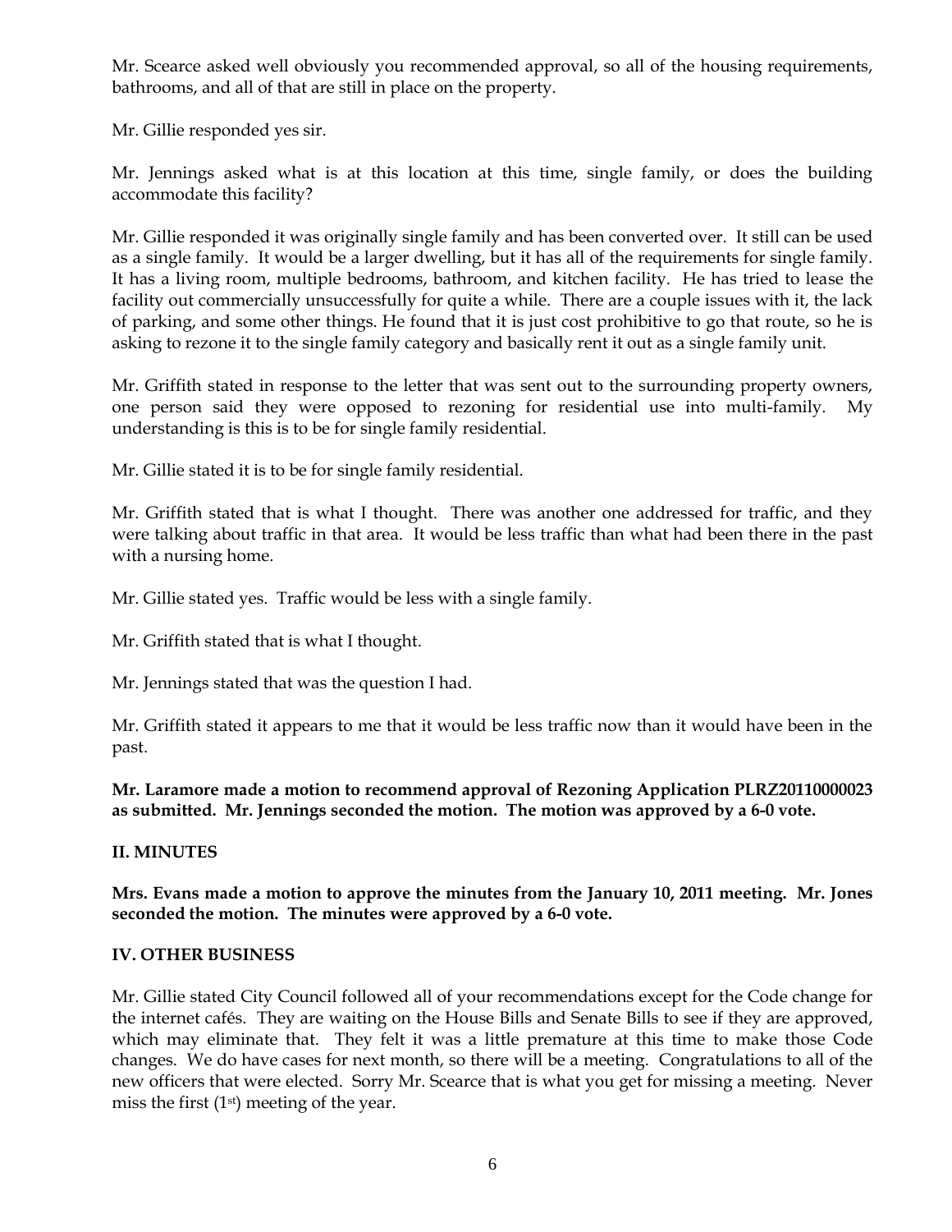Mr. Scearce asked well obviously you recommended approval, so all of the housing requirements, bathrooms, and all of that are still in place on the property.

Mr. Gillie responded yes sir.

Mr. Jennings asked what is at this location at this time, single family, or does the building accommodate this facility?

Mr. Gillie responded it was originally single family and has been converted over. It still can be used as a single family. It would be a larger dwelling, but it has all of the requirements for single family. It has a living room, multiple bedrooms, bathroom, and kitchen facility. He has tried to lease the facility out commercially unsuccessfully for quite a while. There are a couple issues with it, the lack of parking, and some other things. He found that it is just cost prohibitive to go that route, so he is asking to rezone it to the single family category and basically rent it out as a single family unit.

Mr. Griffith stated in response to the letter that was sent out to the surrounding property owners, one person said they were opposed to rezoning for residential use into multi-family. My understanding is this is to be for single family residential.

Mr. Gillie stated it is to be for single family residential.

Mr. Griffith stated that is what I thought. There was another one addressed for traffic, and they were talking about traffic in that area. It would be less traffic than what had been there in the past with a nursing home.

Mr. Gillie stated yes. Traffic would be less with a single family.

Mr. Griffith stated that is what I thought.

Mr. Jennings stated that was the question I had.

Mr. Griffith stated it appears to me that it would be less traffic now than it would have been in the past.

**Mr. Laramore made a motion to recommend approval of Rezoning Application PLRZ20110000023 as submitted. Mr. Jennings seconded the motion. The motion was approved by a 6-0 vote.**

## II. MINUTES

**Mrs. Evans made a motion to approve the minutes from the January 10, 2011 meeting. Mr. Jones seconded the motion. The minutes were approved by a 6-0 vote.**

## IV. OTHER BUSINESS

Mr. Gillie stated City Council followed all of your recommendations except for the Code change for the internet cafés. They are waiting on the House Bills and Senate Bills to see if they are approved, which may eliminate that. They felt it was a little premature at this time to make those Code changes. We do have cases for next month, so there will be a meeting. Congratulations to all of the new officers that were elected. Sorry Mr. Scearce that is what you get for missing a meeting. Never miss the first (1st) meeting of the year.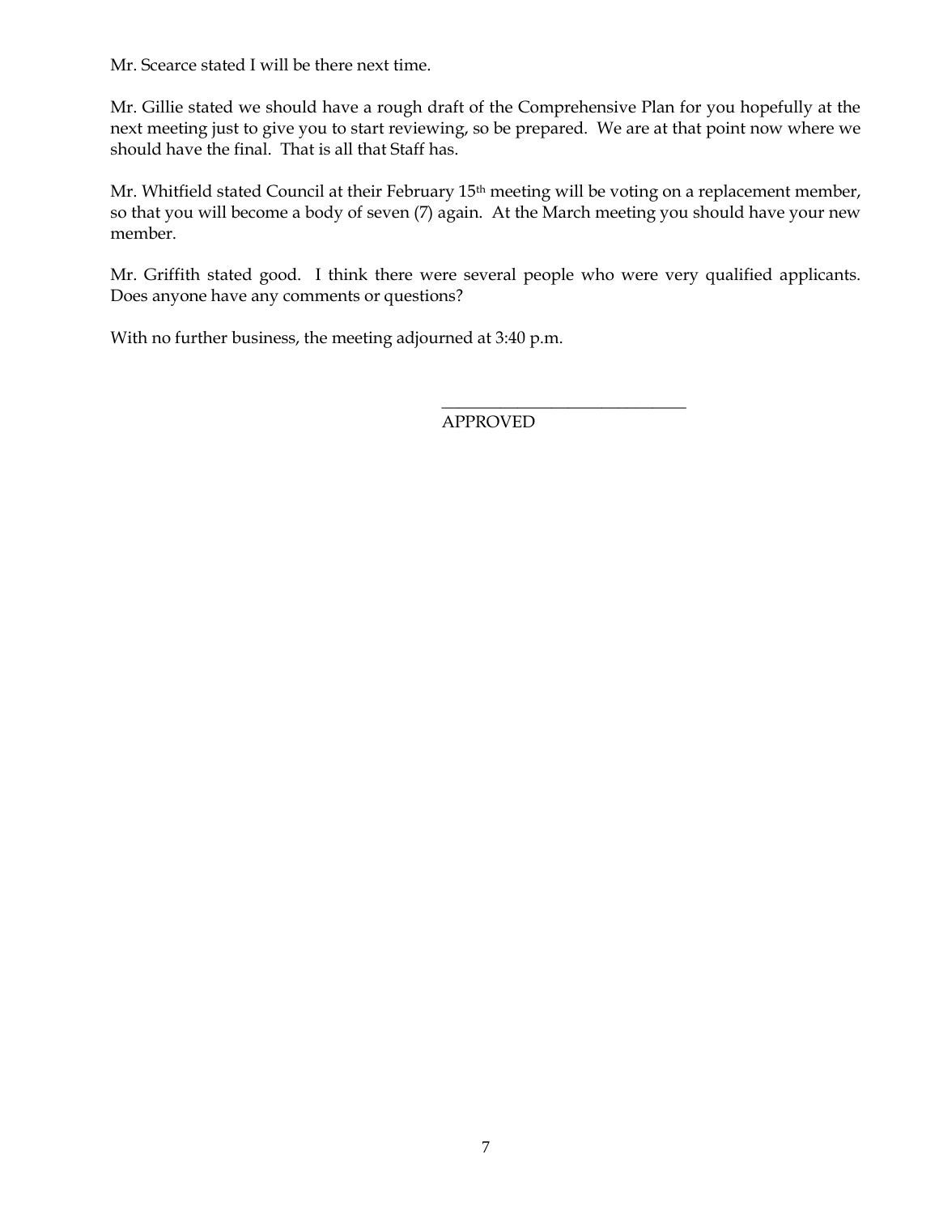Mr. Scearce stated I will be there next time.

Mr. Gillie stated we should have a rough draft of the Comprehensive Plan for you hopefully at the next meeting just to give you to start reviewing, so be prepared. We are at that point now where we should have the final. That is all that Staff has.

Mr. Whitfield stated Council at their February 15th meeting will be voting on a replacement member, so that you will become a body of seven (7) again. At the March meeting you should have your new member.

Mr. Griffith stated good. I think there were several people who were very qualified applicants. Does anyone have any comments or questions?

With no further business, the meeting adjourned at 3:40 p.m.

\_\_\_\_\_\_\_\_\_\_\_\_\_\_\_\_\_\_\_\_\_\_\_\_\_\_\_\_\_\_
APPROVED